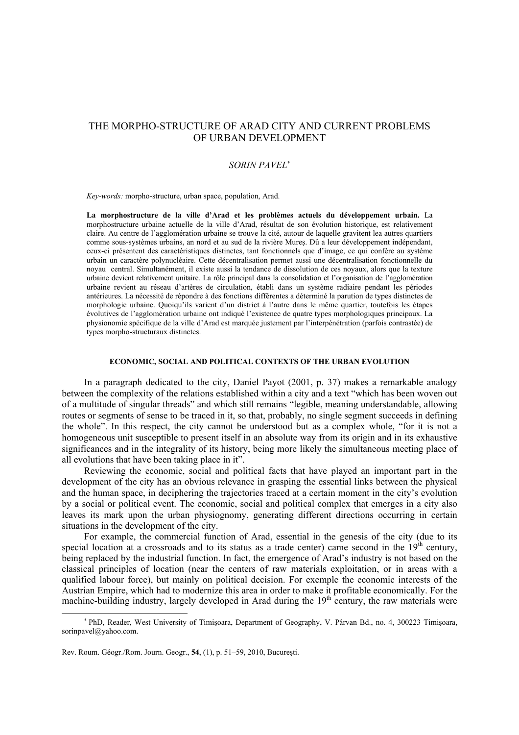# THE MORPHO-STRUCTURE OF ARAD CITY AND CURRENT PROBLEMS OF URBAN DEVELOPMENT

*SORIN PAVEL*[*]

*Key-words:* morpho-structure, urban space, population, Arad.

**La morphostructure de la ville d'Arad et les problèmes actuels du développement urbain.** La morphostructure urbaine actuelle de la ville d'Arad, résultat de son évolution historique, est relativement claire. Au centre de l'agglomération urbaine se trouve la cité, autour de laquelle gravitent lea autres quartiers comme sous-systèmes urbains, an nord et au sud de la rivière Mureş. Dû a leur développement indépendant, ceux-ci présentent des caractéristiques distinctes, tant fonctionnels que d'image, ce qui confère au système urbain un caractère polynucléaire. Cette décentralisation permet aussi une décentralisation fonctionnelle du noyau central. Simultanément, il existe aussi la tendance de dissolution de ces noyaux, alors que la texture urbaine devient relativement unitaire. La rôle principal dans la consolidation et l'organisation de l'agglomération urbaine revient au réseau d'artères de circulation, établi dans un système radiaire pendant les périodes antérieures. La nécessité de répondre à des fonctions différentes a déterminé la parution de types distincts de morphologie urbaine. Quoiqu'ils varient d'un district à l'autre dans le même quartier, toutefois les étapes évolutives de l'agglomération urbaine ont indiqué l'existence de quatre types morphologiques principaux. La physionomie spécifique de la ville d'Arad est marquée justement par l'interpénétration (parfois contrastée) de types morpho-structuraux distinctes.

## ECONOMIC, SOCIAL AND POLITICAL CONTEXTS OF THE URBAN EVOLUTION

In a paragraph dedicated to the city, Daniel Payot (2001, p. 37) makes a remarkable analogy between the complexity of the relations established within a city and a text "which has been woven out of a multitude of singular threads" and which still remains "legible, meaning understandable, allowing routes or segments of sense to be traced in it, so that, probably, no single segment succeeds in defining the whole". In this respect, the city cannot be understood but as a complex whole, "for it is not a homogeneous unit susceptible to present itself in an absolute way from its origin and in its exhaustive significances and in the integrality of its history, being more likely the simultaneous meeting place of all evolutions that have been taking place in it".

Reviewing the economic, social and political facts that have played an important part in the development of the city has an obvious relevance in grasping the essential links between the physical and the human space, in deciphering the trajectories traced at a certain moment in the city's evolution by a social or political event. The economic, social and political complex that emerges in a city also leaves its mark upon the urban physiognomy, generating different directions occurring in certain situations in the development of the city.

For example, the commercial function of Arad, essential in the genesis of the city (due to its special location at a crossroads and to its status as a trade center) came second in the 19$^{th}$ century, being replaced by the industrial function. In fact, the emergence of Arad's industry is not based on the classical principles of location (near the centers of raw materials exploitation, or in areas with a qualified labour force), but mainly on political decision. For exemple the economic interests of the Austrian Empire, which had to modernize this area in order to make it profitable economically. For the machine-building industry, largely developed in Arad during the 19$^{th}$ century, the raw materials were

[*] PhD, Reader, West University of Timişoara, Department of Geography, V. Pârvan Bd., no. 4, 300223 Timişoara, sorinpavel@yahoo.com.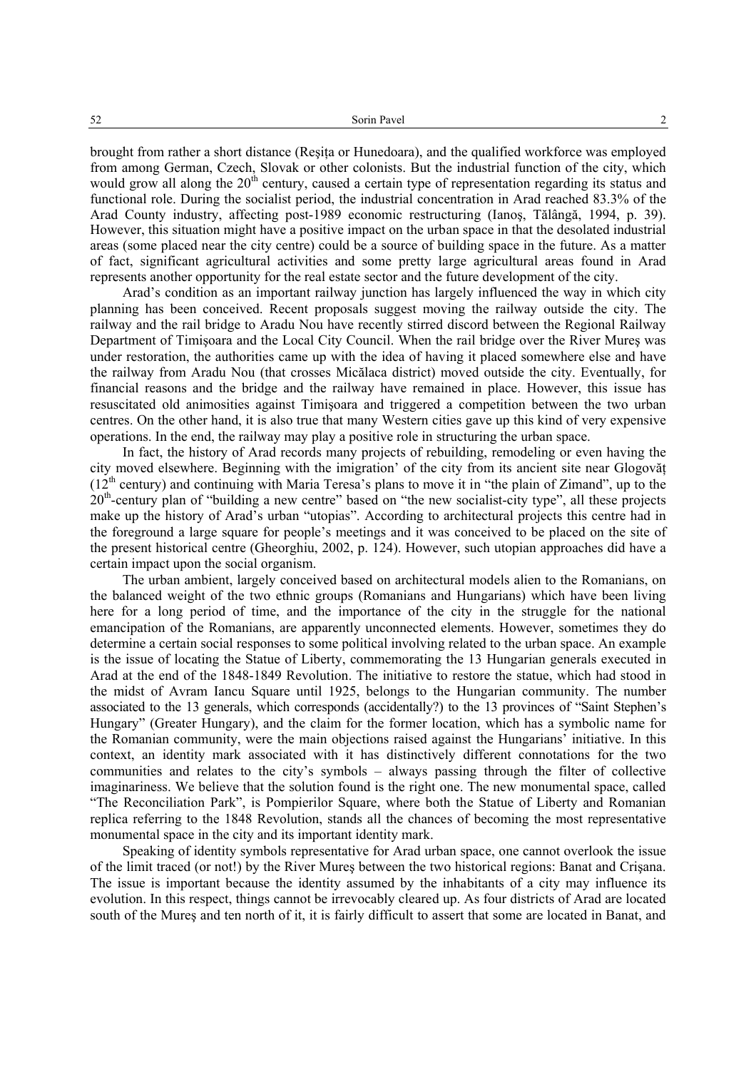brought from rather a short distance (Reşiţa or Hunedoara), and the qualified workforce was employed from among German, Czech, Slovak or other colonists. But the industrial function of the city, which would grow all along the 20th century, caused a certain type of representation regarding its status and functional role. During the socialist period, the industrial concentration in Arad reached 83.3% of the Arad County industry, affecting post-1989 economic restructuring (Ianoş, Tălângă, 1994, p. 39). However, this situation might have a positive impact on the urban space in that the desolated industrial areas (some placed near the city centre) could be a source of building space in the future. As a matter of fact, significant agricultural activities and some pretty large agricultural areas found in Arad represents another opportunity for the real estate sector and the future development of the city.

Arad's condition as an important railway junction has largely influenced the way in which city planning has been conceived. Recent proposals suggest moving the railway outside the city. The railway and the rail bridge to Aradu Nou have recently stirred discord between the Regional Railway Department of Timişoara and the Local City Council. When the rail bridge over the River Mureş was under restoration, the authorities came up with the idea of having it placed somewhere else and have the railway from Aradu Nou (that crosses Micălaca district) moved outside the city. Eventually, for financial reasons and the bridge and the railway have remained in place. However, this issue has resuscitated old animosities against Timişoara and triggered a competition between the two urban centres. On the other hand, it is also true that many Western cities gave up this kind of very expensive operations. In the end, the railway may play a positive role in structuring the urban space.

In fact, the history of Arad records many projects of rebuilding, remodeling or even having the city moved elsewhere. Beginning with the imigration' of the city from its ancient site near Glogovăţ (12th century) and continuing with Maria Teresa's plans to move it in "the plain of Zimand", up to the 20th-century plan of "building a new centre" based on "the new socialist-city type", all these projects make up the history of Arad's urban "utopias". According to architectural projects this centre had in the foreground a large square for people's meetings and it was conceived to be placed on the site of the present historical centre (Gheorghiu, 2002, p. 124). However, such utopian approaches did have a certain impact upon the social organism.

The urban ambient, largely conceived based on architectural models alien to the Romanians, on the balanced weight of the two ethnic groups (Romanians and Hungarians) which have been living here for a long period of time, and the importance of the city in the struggle for the national emancipation of the Romanians, are apparently unconnected elements. However, sometimes they do determine a certain social responses to some political involving related to the urban space. An example is the issue of locating the Statue of Liberty, commemorating the 13 Hungarian generals executed in Arad at the end of the 1848-1849 Revolution. The initiative to restore the statue, which had stood in the midst of Avram Iancu Square until 1925, belongs to the Hungarian community. The number associated to the 13 generals, which corresponds (accidentally?) to the 13 provinces of "Saint Stephen's Hungary" (Greater Hungary), and the claim for the former location, which has a symbolic name for the Romanian community, were the main objections raised against the Hungarians' initiative. In this context, an identity mark associated with it has distinctively different connotations for the two communities and relates to the city's symbols – always passing through the filter of collective imaginariness. We believe that the solution found is the right one. The new monumental space, called "The Reconciliation Park", is Pompierilor Square, where both the Statue of Liberty and Romanian replica referring to the 1848 Revolution, stands all the chances of becoming the most representative monumental space in the city and its important identity mark.

Speaking of identity symbols representative for Arad urban space, one cannot overlook the issue of the limit traced (or not!) by the River Mureş between the two historical regions: Banat and Crişana. The issue is important because the identity assumed by the inhabitants of a city may influence its evolution. In this respect, things cannot be irrevocably cleared up. As four districts of Arad are located south of the Mureş and ten north of it, it is fairly difficult to assert that some are located in Banat, and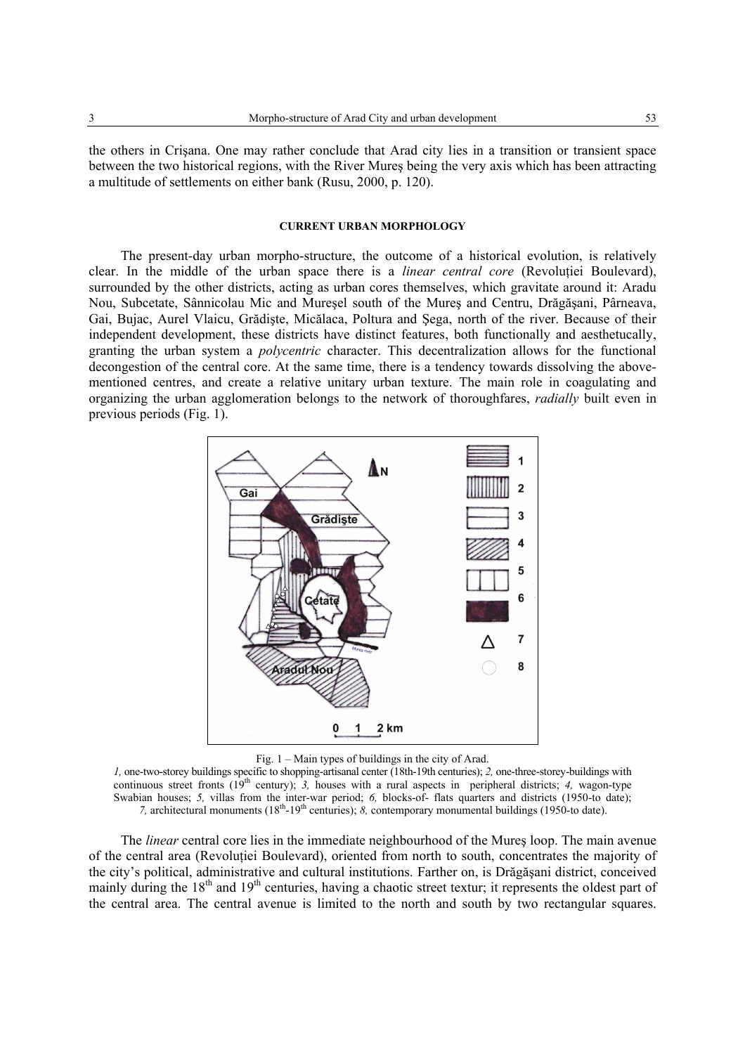the others in Crişana. One may rather conclude that Arad city lies in a transition or transient space between the two historical regions, with the River Mureş being the very axis which has been attracting a multitude of settlements on either bank (Rusu, 2000, p. 120).

#### CURRENT URBAN MORPHOLOGY

The present-day urban morpho-structure, the outcome of a historical evolution, is relatively clear. In the middle of the urban space there is a *linear central core* (Revoluţiei Boulevard), surrounded by the other districts, acting as urban cores themselves, which gravitate around it: Aradu Nou, Subcetate, Sânnicolau Mic and Mureşel south of the Mureş and Centru, Drăgăşani, Pârneava, Gai, Bujac, Aurel Vlaicu, Grădişte, Micălaca, Poltura and Şega, north of the river. Because of their independent development, these districts have distinct features, both functionally and aesthetucally, granting the urban system a *polycentric* character. This decentralization allows for the functional decongestion of the central core. At the same time, there is a tendency towards dissolving the above-mentioned centres, and create a relative unitary urban texture. The main role in coagulating and organizing the urban agglomeration belongs to the network of thoroughfares, *radially* built even in previous periods (Fig. 1).

Fig. 1 – Main types of buildings in the city of Arad.
*1,* one-two-storey buildings specific to shopping-artisanal center (18th-19th centuries); *2,* one-three-storey-buildings with continuous street fronts (19th century); *3,* houses with a rural aspects in peripheral districts; *4,* wagon-type Swabian houses; *5,* villas from the inter-war period; *6,* blocks-of- flats quarters and districts (1950-to date); *7,* architectural monuments (18th-19th centuries); *8,* contemporary monumental buildings (1950-to date).

The *linear* central core lies in the immediate neighbourhood of the Mureş loop. The main avenue of the central area (Revoluţiei Boulevard), oriented from north to south, concentrates the majority of the city's political, administrative and cultural institutions. Farther on, is Drăgăşani district, conceived mainly during the 18th and 19th centuries, having a chaotic street textur; it represents the oldest part of the central area. The central avenue is limited to the north and south by two rectangular squares.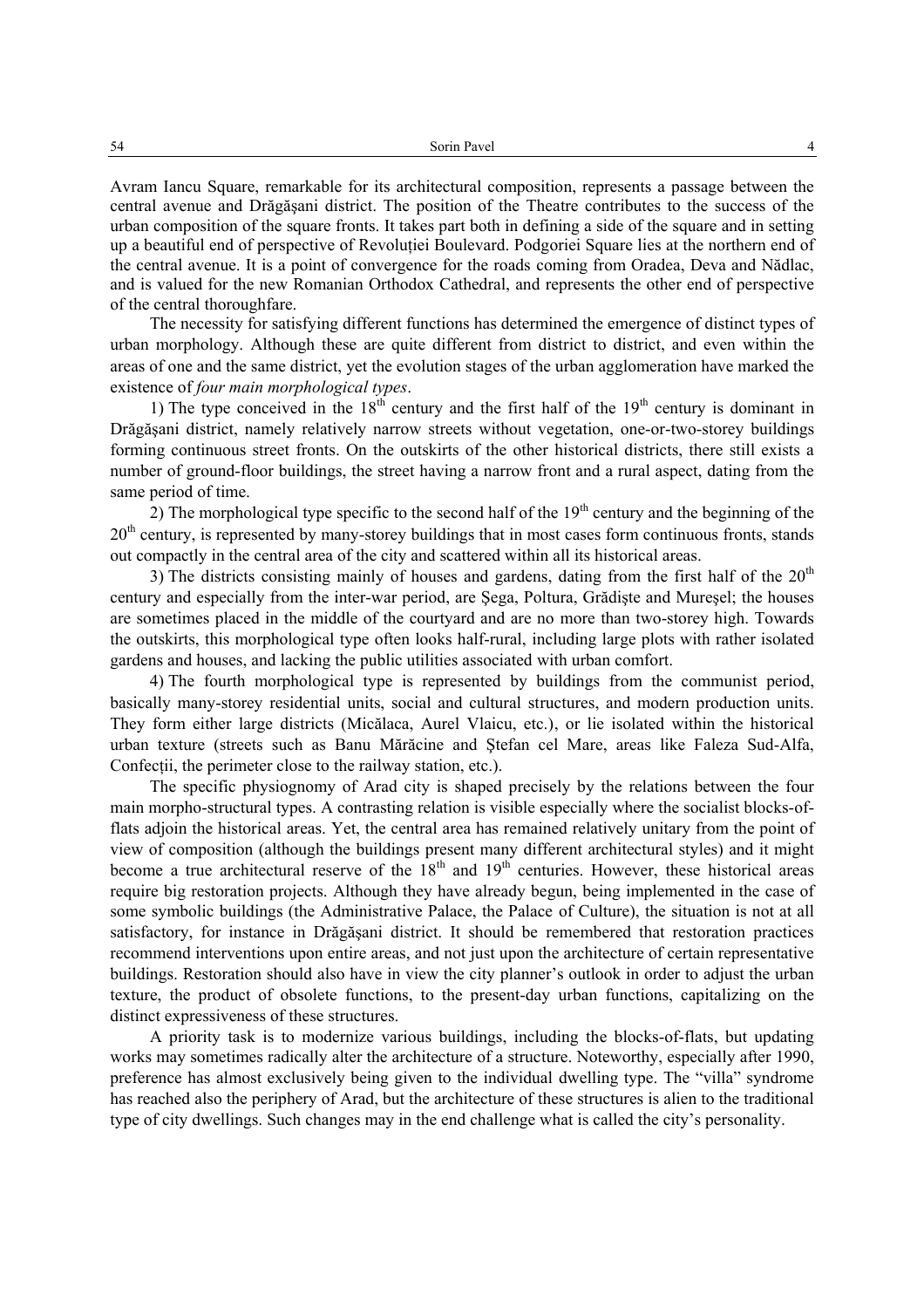Avram Iancu Square, remarkable for its architectural composition, represents a passage between the central avenue and Drăgăşani district. The position of the Theatre contributes to the success of the urban composition of the square fronts. It takes part both in defining a side of the square and in setting up a beautiful end of perspective of Revoluției Boulevard. Podgoriei Square lies at the northern end of the central avenue. It is a point of convergence for the roads coming from Oradea, Deva and Nădlac, and is valued for the new Romanian Orthodox Cathedral, and represents the other end of perspective of the central thoroughfare.

The necessity for satisfying different functions has determined the emergence of distinct types of urban morphology. Although these are quite different from district to district, and even within the areas of one and the same district, yet the evolution stages of the urban agglomeration have marked the existence of *four main morphological types*.

1) The type conceived in the 18th century and the first half of the 19th century is dominant in Drăgăşani district, namely relatively narrow streets without vegetation, one-or-two-storey buildings forming continuous street fronts. On the outskirts of the other historical districts, there still exists a number of ground-floor buildings, the street having a narrow front and a rural aspect, dating from the same period of time.

2) The morphological type specific to the second half of the 19th century and the beginning of the 20th century, is represented by many-storey buildings that in most cases form continuous fronts, stands out compactly in the central area of the city and scattered within all its historical areas.

3) The districts consisting mainly of houses and gardens, dating from the first half of the 20th century and especially from the inter-war period, are Şega, Poltura, Grădişte and Mureşel; the houses are sometimes placed in the middle of the courtyard and are no more than two-storey high. Towards the outskirts, this morphological type often looks half-rural, including large plots with rather isolated gardens and houses, and lacking the public utilities associated with urban comfort.

4) The fourth morphological type is represented by buildings from the communist period, basically many-storey residential units, social and cultural structures, and modern production units. They form either large districts (Micălaca, Aurel Vlaicu, etc.), or lie isolated within the historical urban texture (streets such as Banu Mărăcine and Ştefan cel Mare, areas like Faleza Sud-Alfa, Confecții, the perimeter close to the railway station, etc.).

The specific physiognomy of Arad city is shaped precisely by the relations between the four main morpho-structural types. A contrasting relation is visible especially where the socialist blocks-of-flats adjoin the historical areas. Yet, the central area has remained relatively unitary from the point of view of composition (although the buildings present many different architectural styles) and it might become a true architectural reserve of the 18th and 19th centuries. However, these historical areas require big restoration projects. Although they have already begun, being implemented in the case of some symbolic buildings (the Administrative Palace, the Palace of Culture), the situation is not at all satisfactory, for instance in Drăgăşani district. It should be remembered that restoration practices recommend interventions upon entire areas, and not just upon the architecture of certain representative buildings. Restoration should also have in view the city planner's outlook in order to adjust the urban texture, the product of obsolete functions, to the present-day urban functions, capitalizing on the distinct expressiveness of these structures.

A priority task is to modernize various buildings, including the blocks-of-flats, but updating works may sometimes radically alter the architecture of a structure. Noteworthy, especially after 1990, preference has almost exclusively being given to the individual dwelling type. The "villa" syndrome has reached also the periphery of Arad, but the architecture of these structures is alien to the traditional type of city dwellings. Such changes may in the end challenge what is called the city's personality.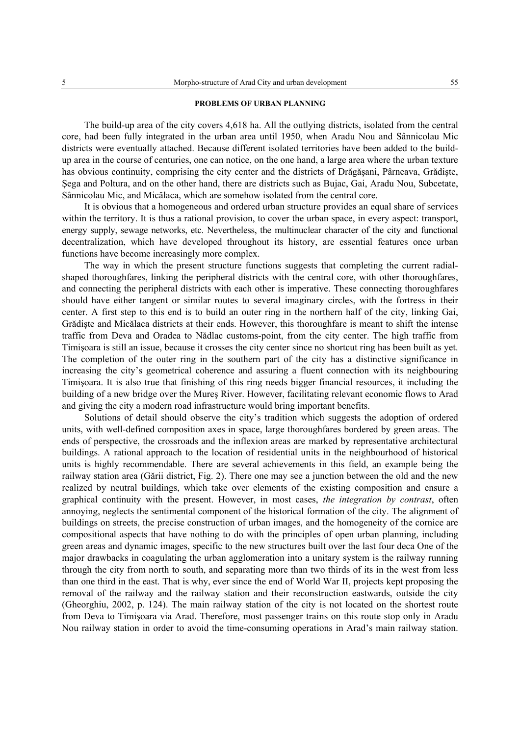## PROBLEMS OF URBAN PLANNING

The build-up area of the city covers 4,618 ha. All the outlying districts, isolated from the central core, had been fully integrated in the urban area until 1950, when Aradu Nou and Sânnicolau Mic districts were eventually attached. Because different isolated territories have been added to the build-up area in the course of centuries, one can notice, on the one hand, a large area where the urban texture has obvious continuity, comprising the city center and the districts of Drăgăşani, Pârneava, Grădişte, Şega and Poltura, and on the other hand, there are districts such as Bujac, Gai, Aradu Nou, Subcetate, Sânnicolau Mic, and Micălaca, which are somehow isolated from the central core.

It is obvious that a homogeneous and ordered urban structure provides an equal share of services within the territory. It is thus a rational provision, to cover the urban space, in every aspect: transport, energy supply, sewage networks, etc. Nevertheless, the multinuclear character of the city and functional decentralization, which have developed throughout its history, are essential features once urban functions have become increasingly more complex.

The way in which the present structure functions suggests that completing the current radial-shaped thoroughfares, linking the peripheral districts with the central core, with other thoroughfares, and connecting the peripheral districts with each other is imperative. These connecting thoroughfares should have either tangent or similar routes to several imaginary circles, with the fortress in their center. A first step to this end is to build an outer ring in the northern half of the city, linking Gai, Grădişte and Micălaca districts at their ends. However, this thoroughfare is meant to shift the intense traffic from Deva and Oradea to Nădlac customs-point, from the city center. The high traffic from Timişoara is still an issue, because it crosses the city center since no shortcut ring has been built as yet. The completion of the outer ring in the southern part of the city has a distinctive significance in increasing the city's geometrical coherence and assuring a fluent connection with its neighbouring Timişoara. It is also true that finishing of this ring needs bigger financial resources, it including the building of a new bridge over the Mureş River. However, facilitating relevant economic flows to Arad and giving the city a modern road infrastructure would bring important benefits.

Solutions of detail should observe the city's tradition which suggests the adoption of ordered units, with well-defined composition axes in space, large thoroughfares bordered by green areas. The ends of perspective, the crossroads and the inflexion areas are marked by representative architectural buildings. A rational approach to the location of residential units in the neighbourhood of historical units is highly recommendable. There are several achievements in this field, an example being the railway station area (Gării district, Fig. 2). There one may see a junction between the old and the new realized by neutral buildings, which take over elements of the existing composition and ensure a graphical continuity with the present. However, in most cases, *the integration by contrast*, often annoying, neglects the sentimental component of the historical formation of the city. The alignment of buildings on streets, the precise construction of urban images, and the homogeneity of the cornice are compositional aspects that have nothing to do with the principles of open urban planning, including green areas and dynamic images, specific to the new structures built over the last four deca One of the major drawbacks in coagulating the urban agglomeration into a unitary system is the railway running through the city from north to south, and separating more than two thirds of its in the west from less than one third in the east. That is why, ever since the end of World War II, projects kept proposing the removal of the railway and the railway station and their reconstruction eastwards, outside the city (Gheorghiu, 2002, p. 124). The main railway station of the city is not located on the shortest route from Deva to Timişoara via Arad. Therefore, most passenger trains on this route stop only in Aradu Nou railway station in order to avoid the time-consuming operations in Arad's main railway station.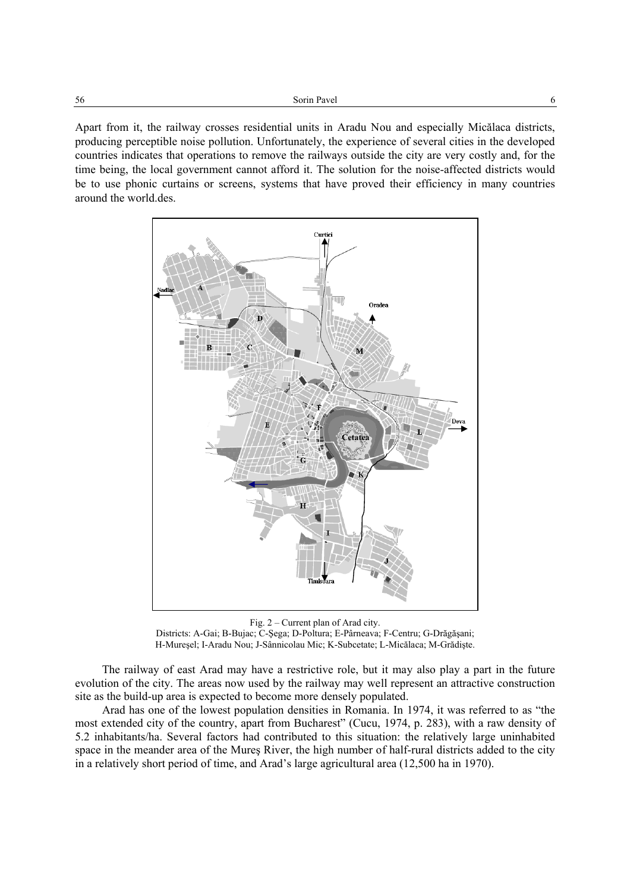Apart from it, the railway crosses residential units in Aradu Nou and especially Micălaca districts, producing perceptible noise pollution. Unfortunately, the experience of several cities in the developed countries indicates that operations to remove the railways outside the city are very costly and, for the time being, the local government cannot afford it. The solution for the noise-affected districts would be to use phonic curtains or screens, systems that have proved their efficiency in many countries around the world.des.

Fig. 2 – Current plan of Arad city.
Districts: A-Gai; B-Bujac; C-Şega; D-Poltura; E-Pârneava; F-Centru; G-Drăgăşani; H-Mureşel; I-Aradu Nou; J-Sânnicolau Mic; K-Subcetate; L-Micălaca; M-Grădişte.

The railway of east Arad may have a restrictive role, but it may also play a part in the future evolution of the city. The areas now used by the railway may well represent an attractive construction site as the build-up area is expected to become more densely populated.

Arad has one of the lowest population densities in Romania. In 1974, it was referred to as "the most extended city of the country, apart from Bucharest" (Cucu, 1974, p. 283), with a raw density of 5.2 inhabitants/ha. Several factors had contributed to this situation: the relatively large uninhabited space in the meander area of the Mureş River, the high number of half-rural districts added to the city in a relatively short period of time, and Arad's large agricultural area (12,500 ha in 1970).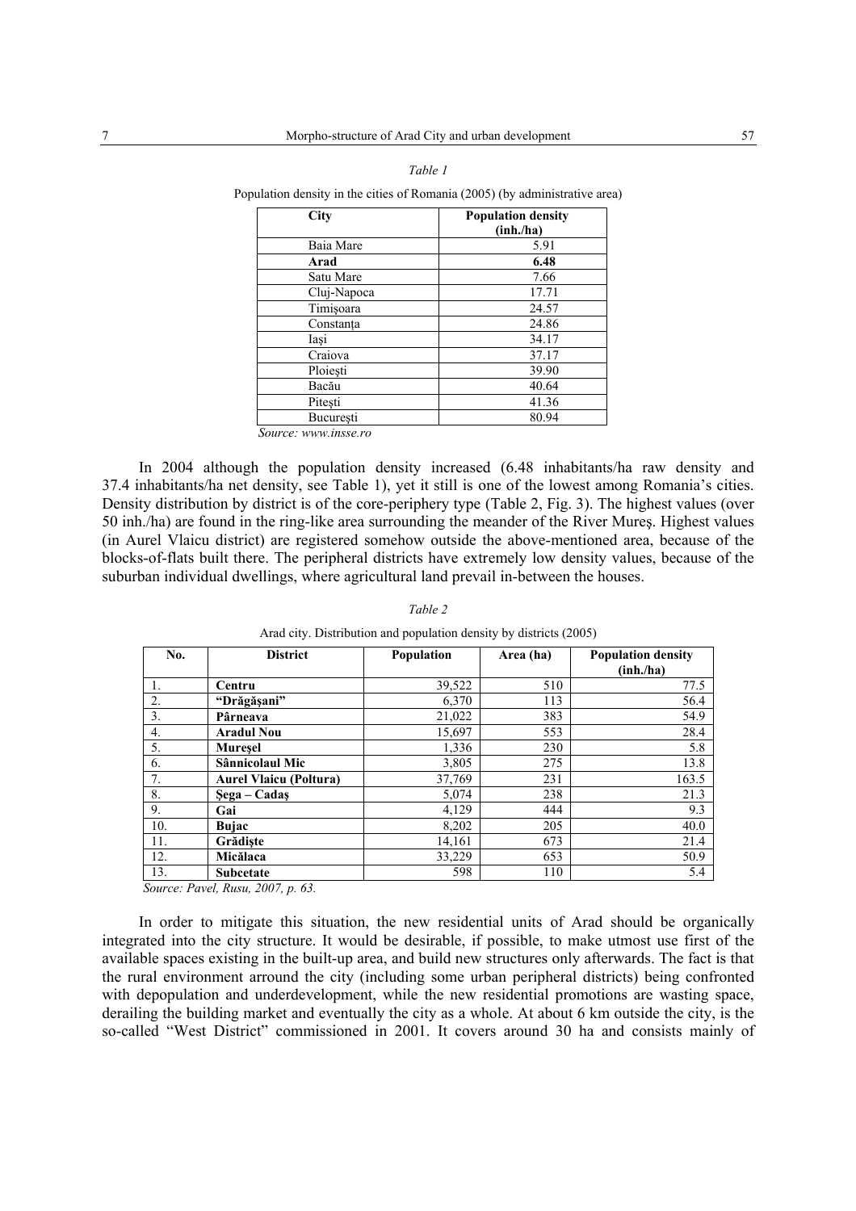*Table 1*

Population density in the cities of Romania (2005) (by administrative area)

| City | Population density (inh./ha) |
|---|---|
| Baia Mare | 5.91 |
| **Arad** | **6.48** |
| Satu Mare | 7.66 |
| Cluj-Napoca | 17.71 |
| Timişoara | 24.57 |
| Constanța | 24.86 |
| Iaşi | 34.17 |
| Craiova | 37.17 |
| Ploieşti | 39.90 |
| Bacău | 40.64 |
| Piteşti | 41.36 |
| Bucureşti | 80.94 |

*Source: www.insse.ro*

In 2004 although the population density increased (6.48 inhabitants/ha raw density and 37.4 inhabitants/ha net density, see Table 1), yet it still is one of the lowest among Romania's cities. Density distribution by district is of the core-periphery type (Table 2, Fig. 3). The highest values (over 50 inh./ha) are found in the ring-like area surrounding the meander of the River Mureş. Highest values (in Aurel Vlaicu district) are registered somehow outside the above-mentioned area, because of the blocks-of-flats built there. The peripheral districts have extremely low density values, because of the suburban individual dwellings, where agricultural land prevail in-between the houses.

*Table 2*

Arad city. Distribution and population density by districts (2005)

| No. | District | Population | Area (ha) | Population density (inh./ha) |
|---|---|---|---|---|
| 1. | **Centru** | 39,522 | 510 | 77.5 |
| 2. | **"Drăgăşani"** | 6,370 | 113 | 56.4 |
| 3. | **Pârneava** | 21,022 | 383 | 54.9 |
| 4. | **Aradul Nou** | 15,697 | 553 | 28.4 |
| 5. | **Mureşel** | 1,336 | 230 | 5.8 |
| 6. | **Sânnicolaul Mic** | 3,805 | 275 | 13.8 |
| 7. | **Aurel Vlaicu (Poltura)** | 37,769 | 231 | 163.5 |
| 8. | **Şega – Cadaş** | 5,074 | 238 | 21.3 |
| 9. | **Gai** | 4,129 | 444 | 9.3 |
| 10. | **Bujac** | 8,202 | 205 | 40.0 |
| 11. | **Grădişte** | 14,161 | 673 | 21.4 |
| 12. | **Micălaca** | 33,229 | 653 | 50.9 |
| 13. | **Subcetate** | 598 | 110 | 5.4 |

*Source: Pavel, Rusu, 2007, p. 63.*

In order to mitigate this situation, the new residential units of Arad should be organically integrated into the city structure. It would be desirable, if possible, to make utmost use first of the available spaces existing in the built-up area, and build new structures only afterwards. The fact is that the rural environment arround the city (including some urban peripheral districts) being confronted with depopulation and underdevelopment, while the new residential promotions are wasting space, derailing the building market and eventually the city as a whole. At about 6 km outside the city, is the so-called "West District" commissioned in 2001. It covers around 30 ha and consists mainly of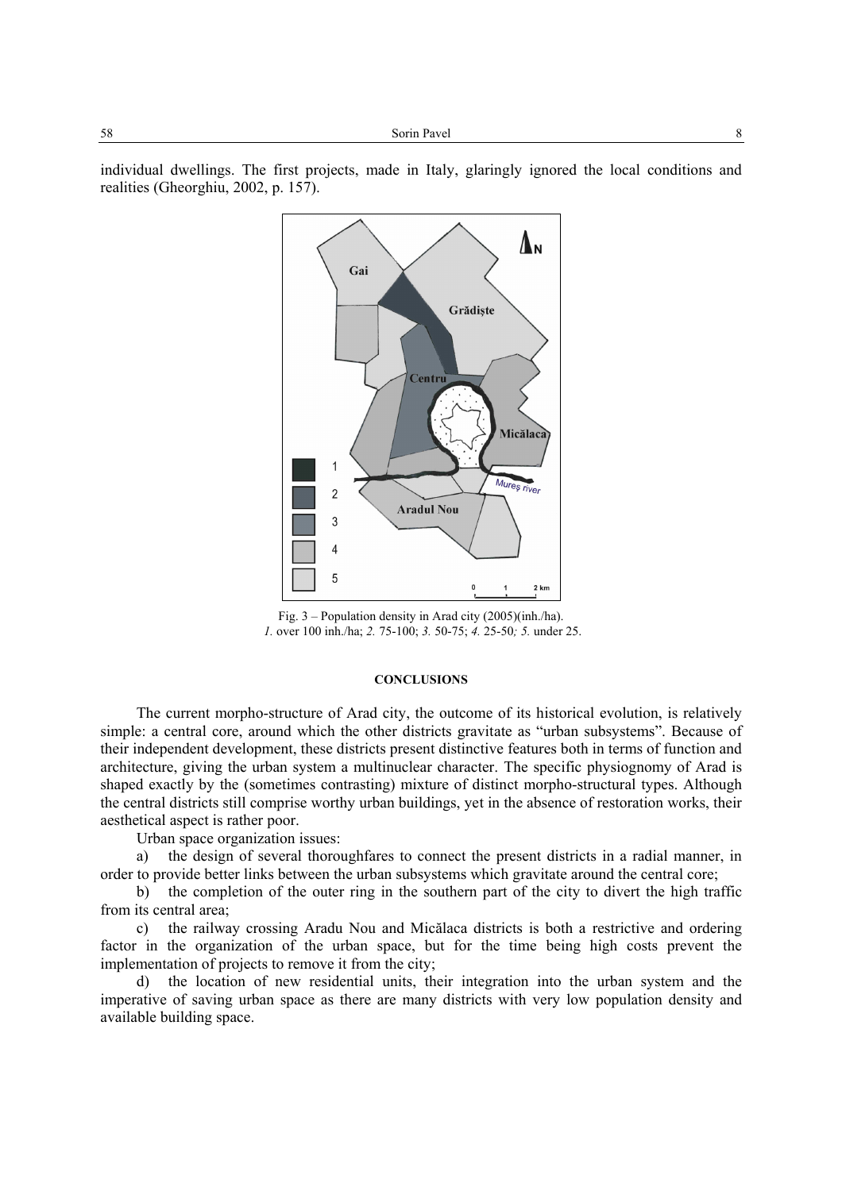individual dwellings. The first projects, made in Italy, glaringly ignored the local conditions and realities (Gheorghiu, 2002, p. 157).

Fig. 3 – Population density in Arad city (2005)(inh./ha).
*1.* over 100 inh./ha; *2.* 75-100; *3.* 50-75; *4.* 25-50*; 5.* under 25.

## CONCLUSIONS

The current morpho-structure of Arad city, the outcome of its historical evolution, is relatively simple: a central core, around which the other districts gravitate as "urban subsystems". Because of their independent development, these districts present distinctive features both in terms of function and architecture, giving the urban system a multinuclear character. The specific physiognomy of Arad is shaped exactly by the (sometimes contrasting) mixture of distinct morpho-structural types. Although the central districts still comprise worthy urban buildings, yet in the absence of restoration works, their aesthetical aspect is rather poor.

Urban space organization issues:

a) the design of several thoroughfares to connect the present districts in a radial manner, in order to provide better links between the urban subsystems which gravitate around the central core;

b) the completion of the outer ring in the southern part of the city to divert the high traffic from its central area;

c) the railway crossing Aradu Nou and Micălaca districts is both a restrictive and ordering factor in the organization of the urban space, but for the time being high costs prevent the implementation of projects to remove it from the city;

d) the location of new residential units, their integration into the urban system and the imperative of saving urban space as there are many districts with very low population density and available building space.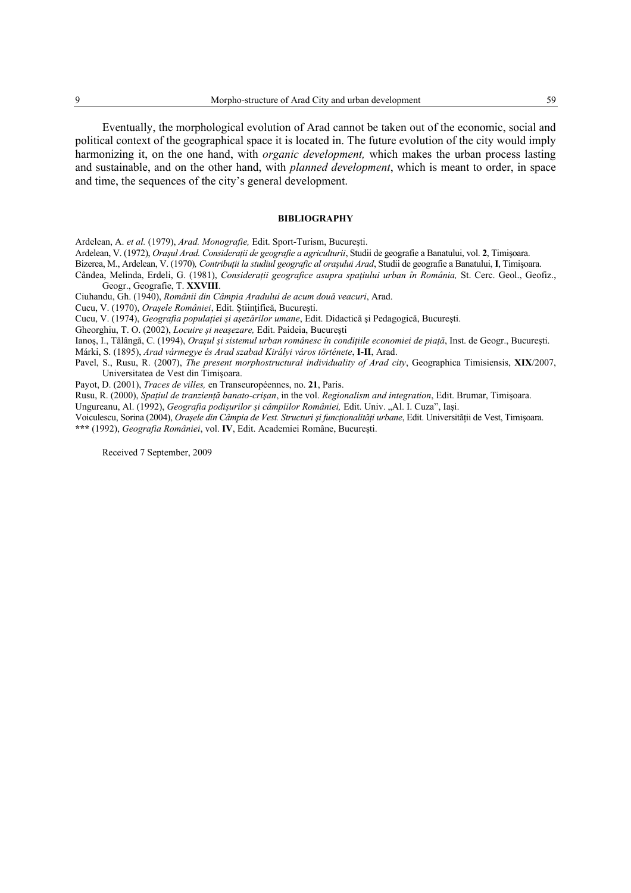Eventually, the morphological evolution of Arad cannot be taken out of the economic, social and political context of the geographical space it is located in. The future evolution of the city would imply harmonizing it, on the one hand, with *organic development,* which makes the urban process lasting and sustainable, and on the other hand, with *planned development*, which is meant to order, in space and time, the sequences of the city's general development.

## BIBLIOGRAPHY

Ardelean, A. *et al.* (1979), *Arad. Monografie,* Edit. Sport-Turism, Bucureşti.

Ardelean, V. (1972), *Oraşul Arad. Consideraţii de geografie a agriculturii*, Studii de geografie a Banatului, vol. **2**, Timişoara.

Bizerea, M., Ardelean, V. (1970), *Contribuţii la studiul geografic al oraşului Arad*, Studii de geografie a Banatului, **I**, Timişoara.

Cândea, Melinda, Erdeli, G. (1981), *Consideraţii geografice asupra spaţiului urban în România,* St. Cerc. Geol., Geofiz., Geogr., Geografie, T. **XXVIII**.

Ciuhandu, Gh. (1940), *Românii din Câmpia Aradului de acum două veacuri*, Arad.

Cucu, V. (1970), *Oraşele României*, Edit. Ştiinţifică, Bucureşti.

Cucu, V. (1974), *Geografia populaţiei şi aşezărilor umane*, Edit. Didactică şi Pedagogică, Bucureşti.

Gheorghiu, T. O. (2002), *Locuire şi neaşezare,* Edit. Paideia, Bucureşti

Ianoş, I., Tălângă, C. (1994), *Oraşul şi sistemul urban românesc în condiţiile economiei de piaţă*, Inst. de Geogr., Bucureşti.

Márki, S. (1895), *Arad vármegye és Arad szabad Királyi város története*, **I-II**, Arad.

Pavel, S., Rusu, R. (2007), *The present morphostructural individuality of Arad city*, Geographica Timisiensis, **XIX**/2007, Universitatea de Vest din Timişoara.

Payot, D. (2001), *Traces de villes,* en Transeuropéennes, no. **21**, Paris.

Rusu, R. (2000), *Spaţiul de tranzienţă banato-crişan*, in the vol. *Regionalism and integration*, Edit. Brumar, Timişoara.

Ungureanu, Al. (1992), *Geografia podişurilor şi câmpiilor României,* Edit. Univ. „Al. I. Cuza", Iaşi.

Voiculescu, Sorina (2004), *Oraşele din Câmpia de Vest. Structuri şi funcţionalităţi urbane*, Edit. Universităţii de Vest, Timişoara.

**\*\*\*** (1992), *Geografia României*, vol. **IV**, Edit. Academiei Române, Bucureşti.

Received 7 September, 2009